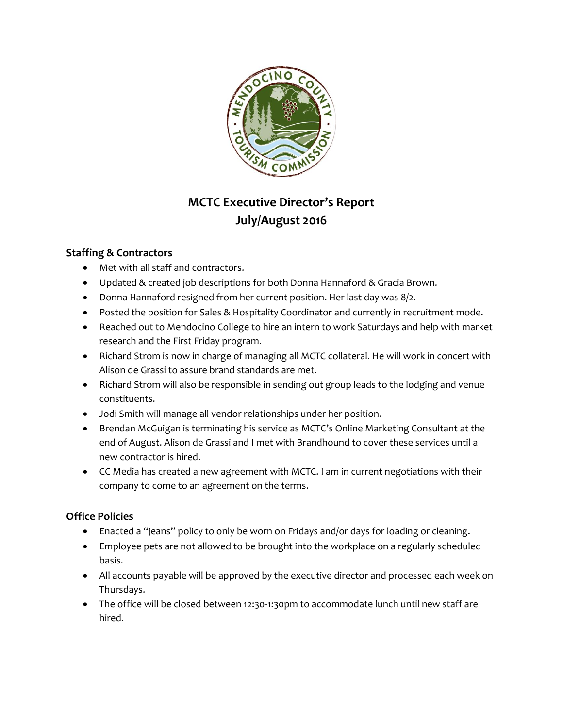# MCTC Executive Director's Report
# July/August 2016

## Staffing & Contractors

- Met with all staff and contractors.
- Updated & created job descriptions for both Donna Hannaford & Gracia Brown.
- Donna Hannaford resigned from her current position. Her last day was 8/2.
- Posted the position for Sales & Hospitality Coordinator and currently in recruitment mode.
- Reached out to Mendocino College to hire an intern to work Saturdays and help with market research and the First Friday program.
- Richard Strom is now in charge of managing all MCTC collateral. He will work in concert with Alison de Grassi to assure brand standards are met.
- Richard Strom will also be responsible in sending out group leads to the lodging and venue constituents.
- Jodi Smith will manage all vendor relationships under her position.
- Brendan McGuigan is terminating his service as MCTC's Online Marketing Consultant at the end of August. Alison de Grassi and I met with Brandhound to cover these services until a new contractor is hired.
- CC Media has created a new agreement with MCTC. I am in current negotiations with their company to come to an agreement on the terms.

## Office Policies

- Enacted a "jeans" policy to only be worn on Fridays and/or days for loading or cleaning.
- Employee pets are not allowed to be brought into the workplace on a regularly scheduled basis.
- All accounts payable will be approved by the executive director and processed each week on Thursdays.
- The office will be closed between 12:30-1:30pm to accommodate lunch until new staff are hired.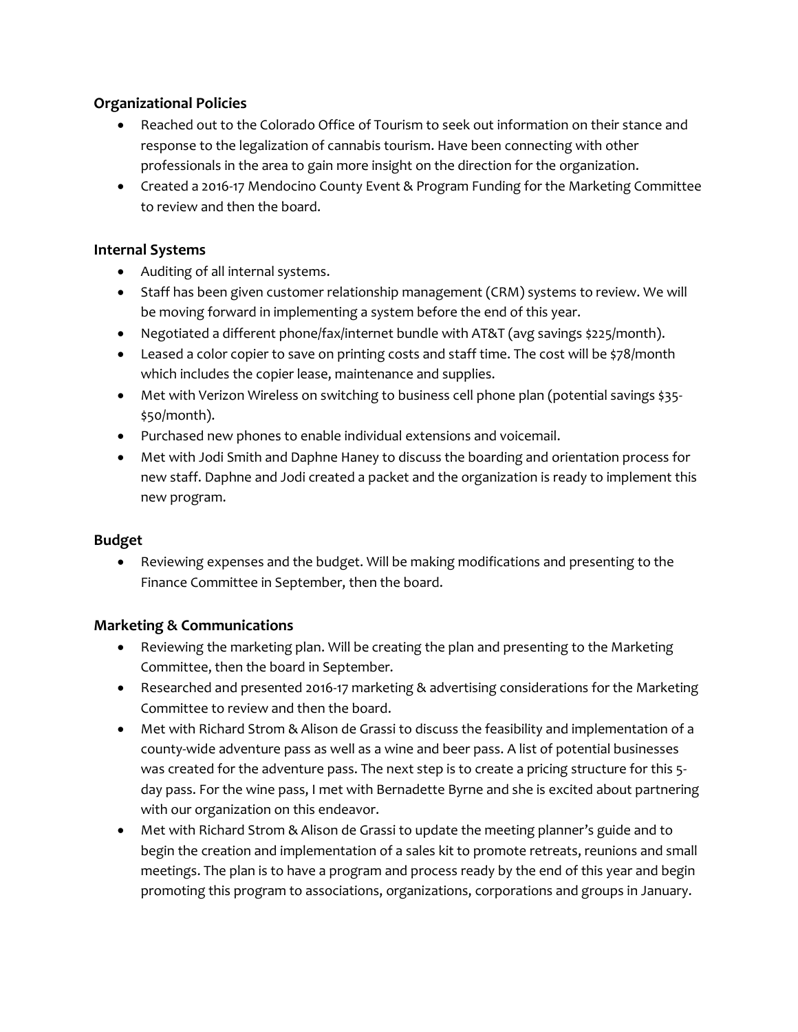### Organizational Policies

- Reached out to the Colorado Office of Tourism to seek out information on their stance and response to the legalization of cannabis tourism. Have been connecting with other professionals in the area to gain more insight on the direction for the organization.
- Created a 2016-17 Mendocino County Event & Program Funding for the Marketing Committee to review and then the board.

### Internal Systems

- Auditing of all internal systems.
- Staff has been given customer relationship management (CRM) systems to review. We will be moving forward in implementing a system before the end of this year.
- Negotiated a different phone/fax/internet bundle with AT&T (avg savings $225/month).
- Leased a color copier to save on printing costs and staff time. The cost will be $78/month which includes the copier lease, maintenance and supplies.
- Met with Verizon Wireless on switching to business cell phone plan (potential savings $35-$50/month).
- Purchased new phones to enable individual extensions and voicemail.
- Met with Jodi Smith and Daphne Haney to discuss the boarding and orientation process for new staff. Daphne and Jodi created a packet and the organization is ready to implement this new program.

### Budget

- Reviewing expenses and the budget. Will be making modifications and presenting to the Finance Committee in September, then the board.

### Marketing & Communications

- Reviewing the marketing plan. Will be creating the plan and presenting to the Marketing Committee, then the board in September.
- Researched and presented 2016-17 marketing & advertising considerations for the Marketing Committee to review and then the board.
- Met with Richard Strom & Alison de Grassi to discuss the feasibility and implementation of a county-wide adventure pass as well as a wine and beer pass. A list of potential businesses was created for the adventure pass. The next step is to create a pricing structure for this 5-day pass. For the wine pass, I met with Bernadette Byrne and she is excited about partnering with our organization on this endeavor.
- Met with Richard Strom & Alison de Grassi to update the meeting planner's guide and to begin the creation and implementation of a sales kit to promote retreats, reunions and small meetings. The plan is to have a program and process ready by the end of this year and begin promoting this program to associations, organizations, corporations and groups in January.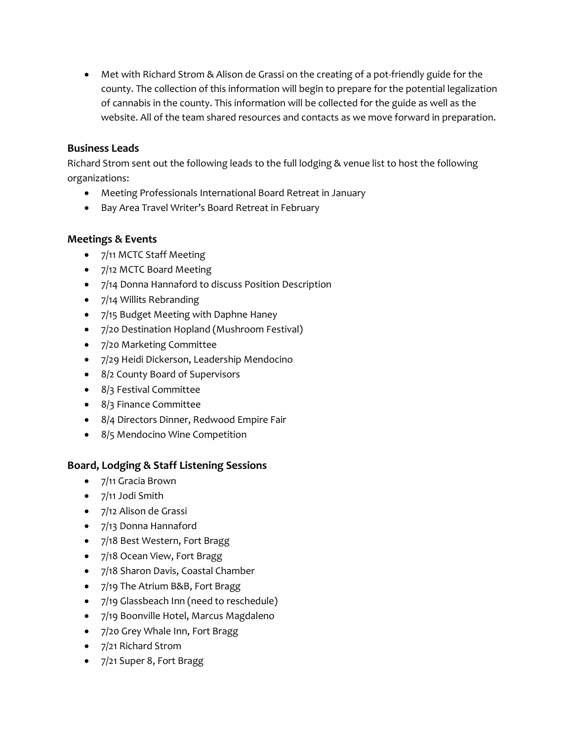- Met with Richard Strom & Alison de Grassi on the creating of a pot-friendly guide for the county. The collection of this information will begin to prepare for the potential legalization of cannabis in the county. This information will be collected for the guide as well as the website. All of the team shared resources and contacts as we move forward in preparation.

### Business Leads

Richard Strom sent out the following leads to the full lodging & venue list to host the following organizations:

- Meeting Professionals International Board Retreat in January
- Bay Area Travel Writer's Board Retreat in February

### Meetings & Events

- 7/11 MCTC Staff Meeting
- 7/12 MCTC Board Meeting
- 7/14 Donna Hannaford to discuss Position Description
- 7/14 Willits Rebranding
- 7/15 Budget Meeting with Daphne Haney
- 7/20 Destination Hopland (Mushroom Festival)
- 7/20 Marketing Committee
- 7/29 Heidi Dickerson, Leadership Mendocino
- 8/2 County Board of Supervisors
- 8/3 Festival Committee
- 8/3 Finance Committee
- 8/4 Directors Dinner, Redwood Empire Fair
- 8/5 Mendocino Wine Competition

### Board, Lodging & Staff Listening Sessions

- 7/11 Gracia Brown
- 7/11 Jodi Smith
- 7/12 Alison de Grassi
- 7/13 Donna Hannaford
- 7/18 Best Western, Fort Bragg
- 7/18 Ocean View, Fort Bragg
- 7/18 Sharon Davis, Coastal Chamber
- 7/19 The Atrium B&B, Fort Bragg
- 7/19 Glassbeach Inn (need to reschedule)
- 7/19 Boonville Hotel, Marcus Magdaleno
- 7/20 Grey Whale Inn, Fort Bragg
- 7/21 Richard Strom
- 7/21 Super 8, Fort Bragg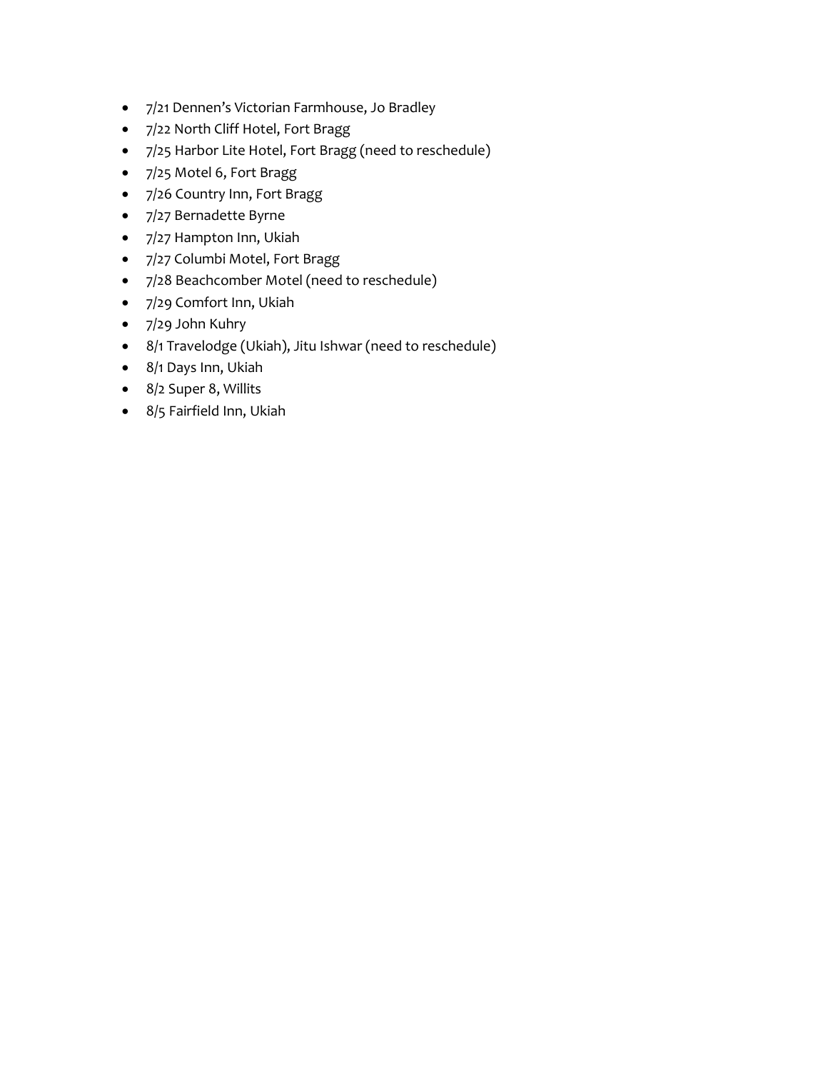- 7/21 Dennen's Victorian Farmhouse, Jo Bradley
- 7/22 North Cliff Hotel, Fort Bragg
- 7/25 Harbor Lite Hotel, Fort Bragg (need to reschedule)
- 7/25 Motel 6, Fort Bragg
- 7/26 Country Inn, Fort Bragg
- 7/27 Bernadette Byrne
- 7/27 Hampton Inn, Ukiah
- 7/27 Columbi Motel, Fort Bragg
- 7/28 Beachcomber Motel (need to reschedule)
- 7/29 Comfort Inn, Ukiah
- 7/29 John Kuhry
- 8/1 Travelodge (Ukiah), Jitu Ishwar (need to reschedule)
- 8/1 Days Inn, Ukiah
- 8/2 Super 8, Willits
- 8/5 Fairfield Inn, Ukiah